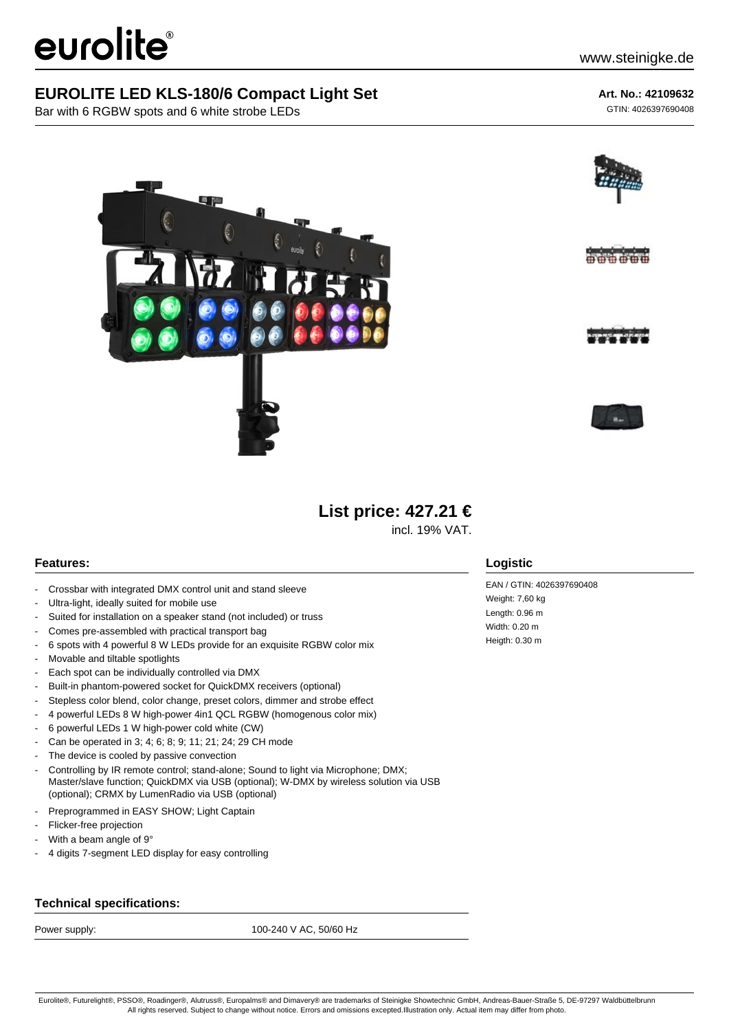eurolite®

www.steinigke.de

# EUROLITE LED KLS-180/6 Compact Light Set

Bar with 6 RGBW spots and 6 white strobe LEDs

**Art. No.: 42109632**

GTIN: 4026397690408

**List price: 427.21 €**

incl. 19% VAT.

## Features:

- Crossbar with integrated DMX control unit and stand sleeve
- Ultra-light, ideally suited for mobile use
- Suited for installation on a speaker stand (not included) or truss
- Comes pre-assembled with practical transport bag
- 6 spots with 4 powerful 8 W LEDs provide for an exquisite RGBW color mix
- Movable and tiltable spotlights
- Each spot can be individually controlled via DMX
- Built-in phantom-powered socket for QuickDMX receivers (optional)
- Stepless color blend, color change, preset colors, dimmer and strobe effect
- 4 powerful LEDs 8 W high-power 4in1 QCL RGBW (homogenous color mix)
- 6 powerful LEDs 1 W high-power cold white (CW)
- Can be operated in 3; 4; 6; 8; 9; 11; 21; 24; 29 CH mode
- The device is cooled by passive convection
- Controlling by IR remote control; stand-alone; Sound to light via Microphone; DMX; Master/slave function; QuickDMX via USB (optional); W-DMX by wireless solution via USB (optional); CRMX by LumenRadio via USB (optional)
- Preprogrammed in EASY SHOW; Light Captain
- Flicker-free projection
- With a beam angle of 9°
- 4 digits 7-segment LED display for easy controlling

## Logistic

EAN / GTIN: 4026397690408
Weight: 7,60 kg
Length: 0.96 m
Width: 0.20 m
Heigth: 0.30 m

## Technical specifications:

| | |
|---|---|
| Power supply: | 100-240 V AC, 50/60 Hz |

Eurolite®, Futurelight®, PSSO®, Roadinger®, Alutruss®, Europalms® and Dimavery® are trademarks of Steinigke Showtechnic GmbH, Andreas-Bauer-Straße 5, DE-97297 Waldbüttelbrunn
All rights reserved. Subject to change without notice. Errors and omissions excepted.Illustration only. Actual item may differ from photo.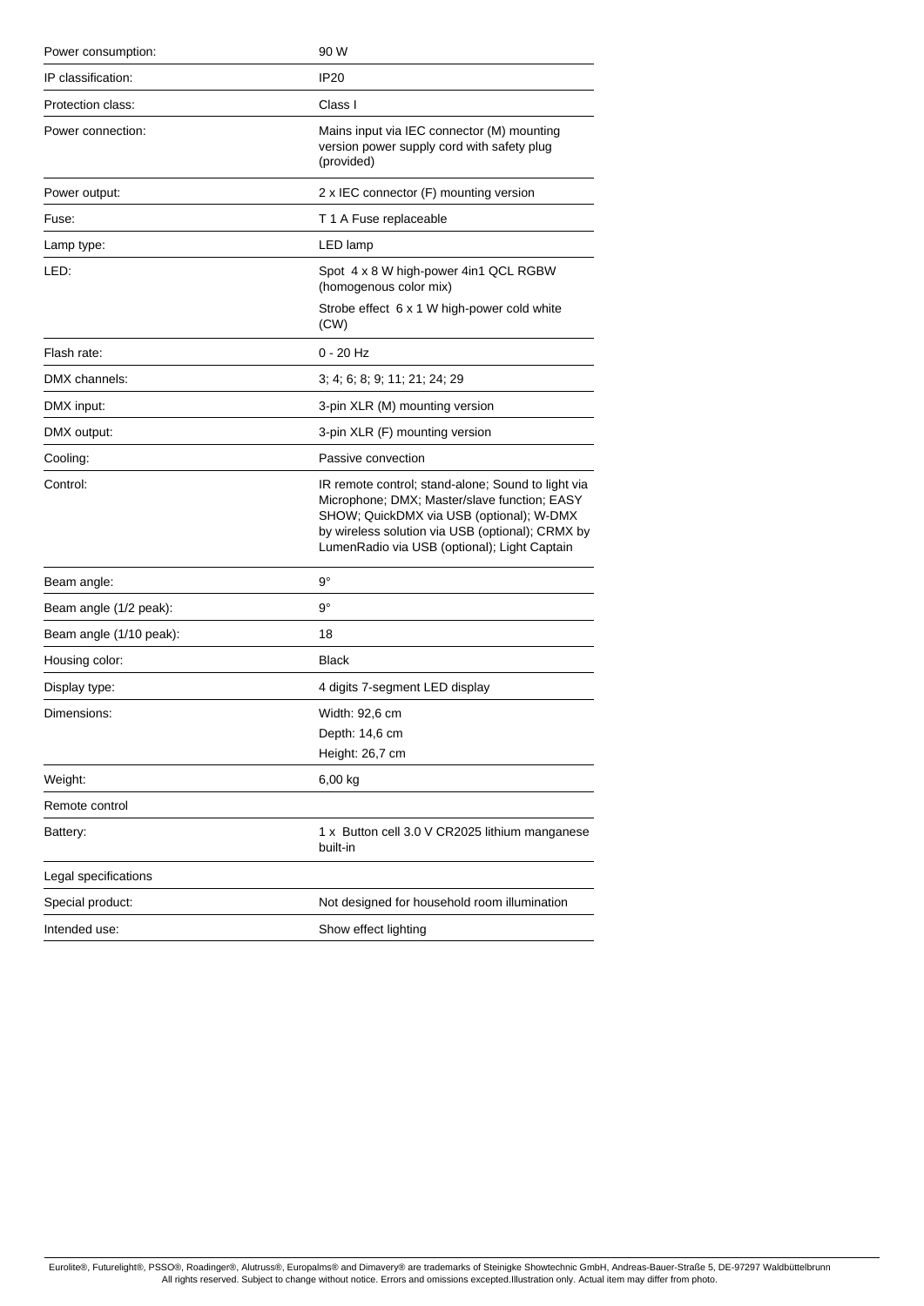| | |
|---|---|
| Power consumption: | 90 W |
| IP classification: | IP20 |
| Protection class: | Class I |
| Power connection: | Mains input via IEC connector (M) mounting version power supply cord with safety plug (provided) |
| Power output: | 2 x IEC connector (F) mounting version |
| Fuse: | T 1 A Fuse replaceable |
| Lamp type: | LED lamp |
| LED: | Spot 4 x 8 W high-power 4in1 QCL RGBW (homogenous color mix)<br>Strobe effect 6 x 1 W high-power cold white (CW) |
| Flash rate: | 0 - 20 Hz |
| DMX channels: | 3; 4; 6; 8; 9; 11; 21; 24; 29 |
| DMX input: | 3-pin XLR (M) mounting version |
| DMX output: | 3-pin XLR (F) mounting version |
| Cooling: | Passive convection |
| Control: | IR remote control; stand-alone; Sound to light via Microphone; DMX; Master/slave function; EASY SHOW; QuickDMX via USB (optional); W-DMX by wireless solution via USB (optional); CRMX by LumenRadio via USB (optional); Light Captain |
| Beam angle: | 9° |
| Beam angle (1/2 peak): | 9° |
| Beam angle (1/10 peak): | 18 |
| Housing color: | Black |
| Display type: | 4 digits 7-segment LED display |
| Dimensions: | Width: 92,6 cm<br>Depth: 14,6 cm<br>Height: 26,7 cm |
| Weight: | 6,00 kg |
| Remote control | |
| Battery: | 1 x Button cell 3.0 V CR2025 lithium manganese built-in |
| Legal specifications | |
| Special product: | Not designed for household room illumination |
| Intended use: | Show effect lighting |

Eurolite®, Futurelight®, PSSO®, Roadinger®, Alutruss®, Europalms® and Dimavery® are trademarks of Steinigke Showtechnic GmbH, Andreas-Bauer-Straße 5, DE-97297 Waldbüttelbrunn
All rights reserved. Subject to change without notice. Errors and omissions excepted.Illustration only. Actual item may differ from photo.